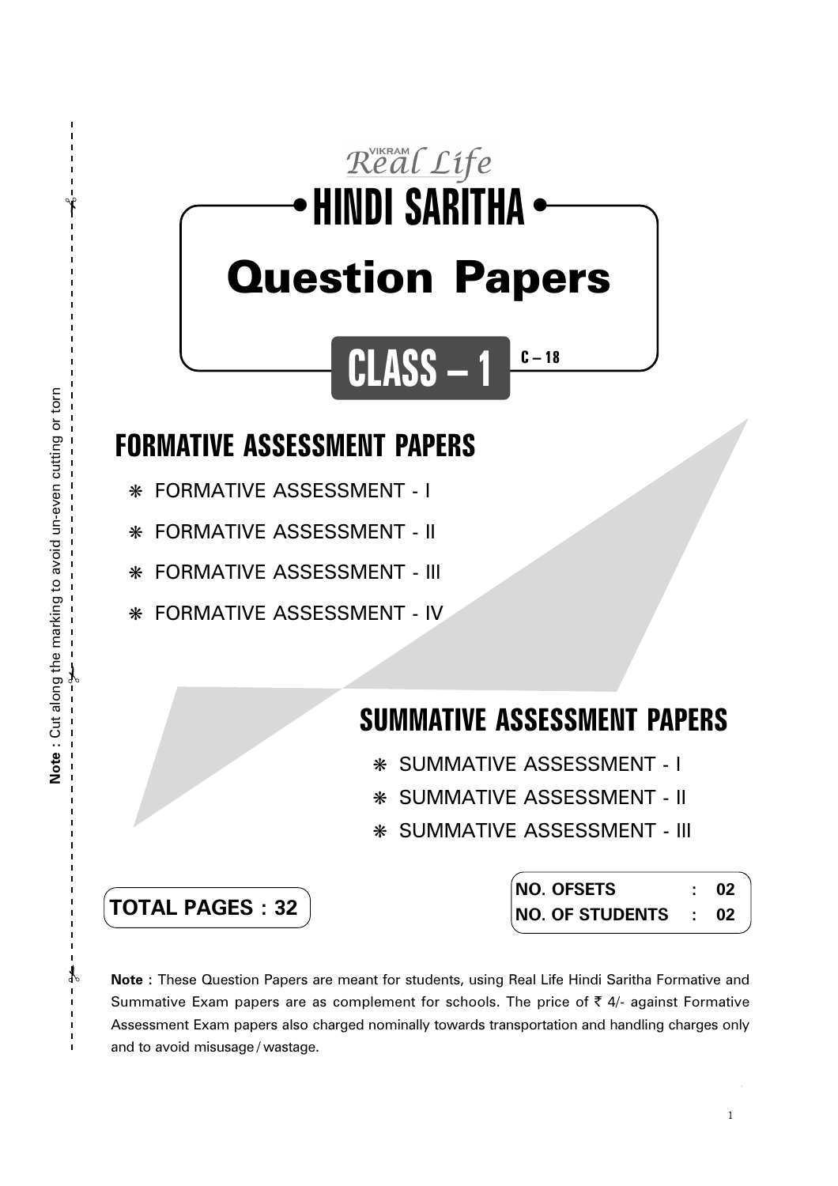VIKRAM Real Life

# HINDI SARITHA

# Question Papers

## CLASS – 1

C – 18

## FORMATIVE ASSESSMENT PAPERS

- FORMATIVE ASSESSMENT - I
- FORMATIVE ASSESSMENT - II
- FORMATIVE ASSESSMENT - III
- FORMATIVE ASSESSMENT - IV

## SUMMATIVE ASSESSMENT PAPERS

- SUMMATIVE ASSESSMENT - I
- SUMMATIVE ASSESSMENT - II
- SUMMATIVE ASSESSMENT - III

**TOTAL PAGES : 32**

| | | |
|---|---|---|
| **NO. OFSETS** | : | **02** |
| **NO. OF STUDENTS** | : | **02** |

**Note :** These Question Papers are meant for students, using Real Life Hindi Saritha Formative and Summative Exam papers are as complement for schools. The price of ₹ 4/- against Formative Assessment Exam papers also charged nominally towards transportation and handling charges only and to avoid misusage / wastage.

**Note :** Cut along the marking to avoid un-even cutting or torn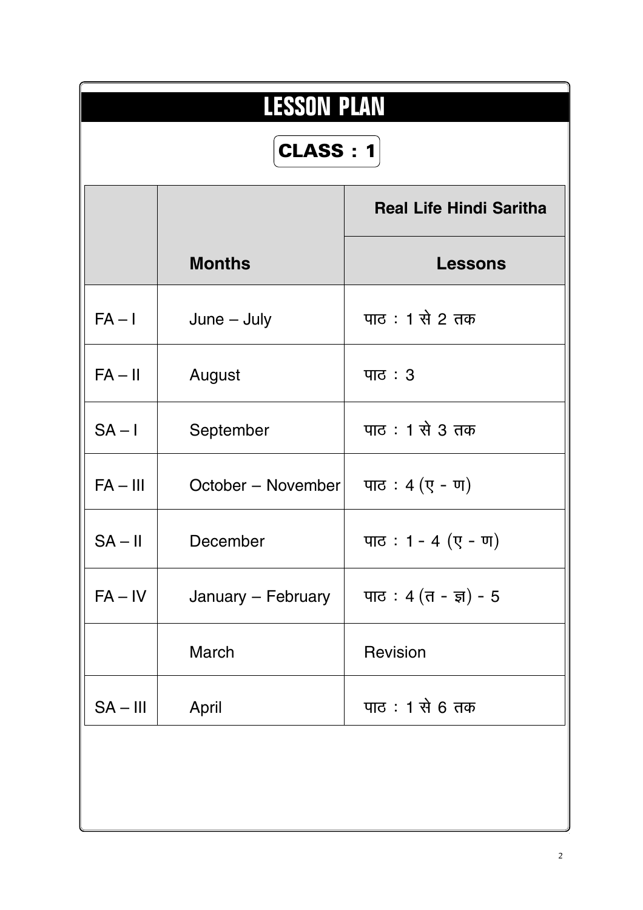# LESSON PLAN

## CLASS : 1

| | | Real Life Hindi Saritha |
|---|---|---|
| | **Months** | **Lessons** |
| FA – I | June – July | पाठ : 1 से 2 तक |
| FA – II | August | पाठ : 3 |
| SA – I | September | पाठ : 1 से 3 तक |
| FA – III | October – November | पाठ : 4 (ए - ण) |
| SA – II | December | पाठ : 1 - 4 (ए - ण) |
| FA – IV | January – February | पाठ : 4 (त - ज्ञ) - 5 |
| | March | Revision |
| SA – III | April | पाठ : 1 से 6 तक |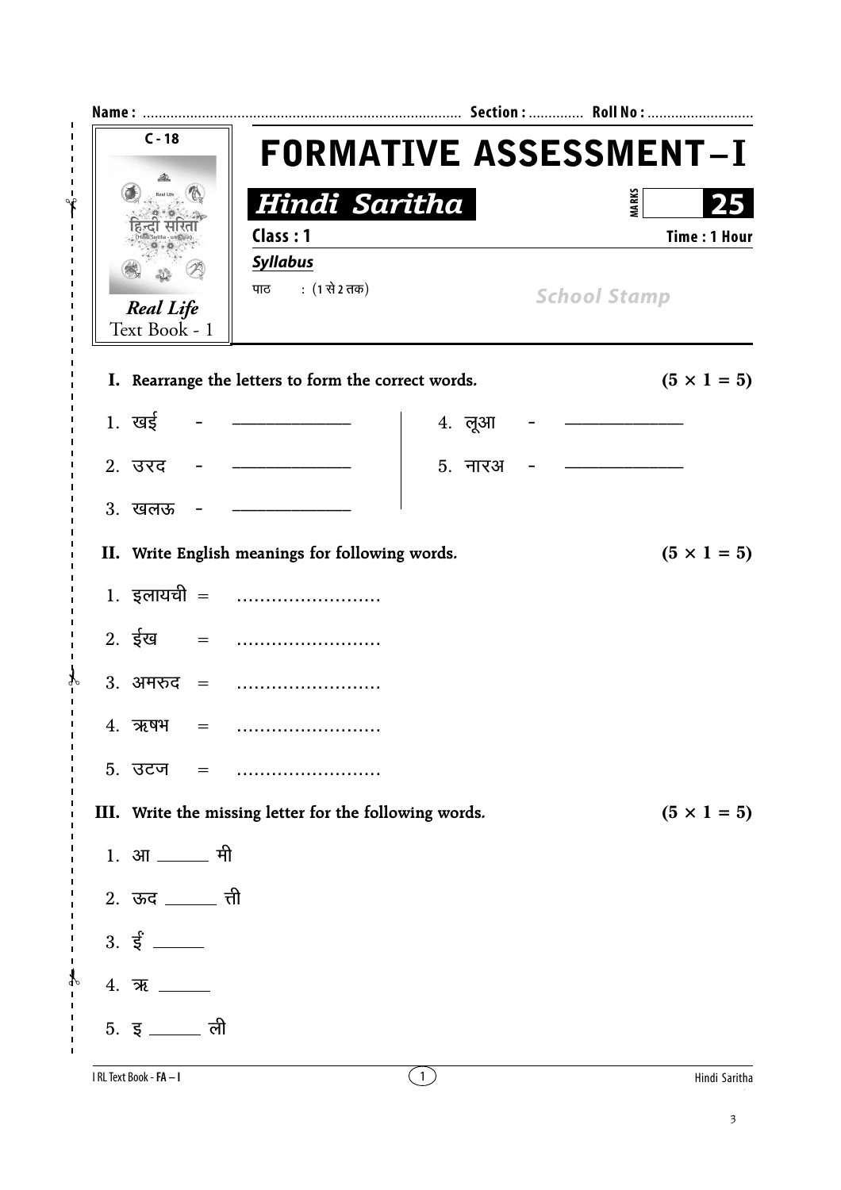**Name :** ................................................................................ **Section :** ............. **Roll No :** ...........................

C - 18

Real Life
Text Book - 1

# FORMATIVE ASSESSMENT – I

## *Hindi Saritha*

**MARKS** 25

**Class : 1** **Time : 1 Hour**

***Syllabus***

पाठ : (1 से 2 तक)

*School Stamp*

**I. Rearrange the letters to form the correct words.** **(5 × 1 = 5)**

1. खई - ____________
2. उरद - ____________
3. खलऊ - ____________
4. लूआ - ____________
5. नारअ - ____________

**II. Write English meanings for following words.** **(5 × 1 = 5)**

1. इलायची = ........................
2. ईख = ........................
3. अमरुद = ........................
4. ऋषभ = ........................
5. उटज = ........................

**III. Write the missing letter for the following words.** **(5 × 1 = 5)**

1. आ ______ मी
2. ऊद ______ त्ती
3. ई ______
4. ऋ ______
5. इ ______ ली

I RL Text Book - **FA – I** Hindi Saritha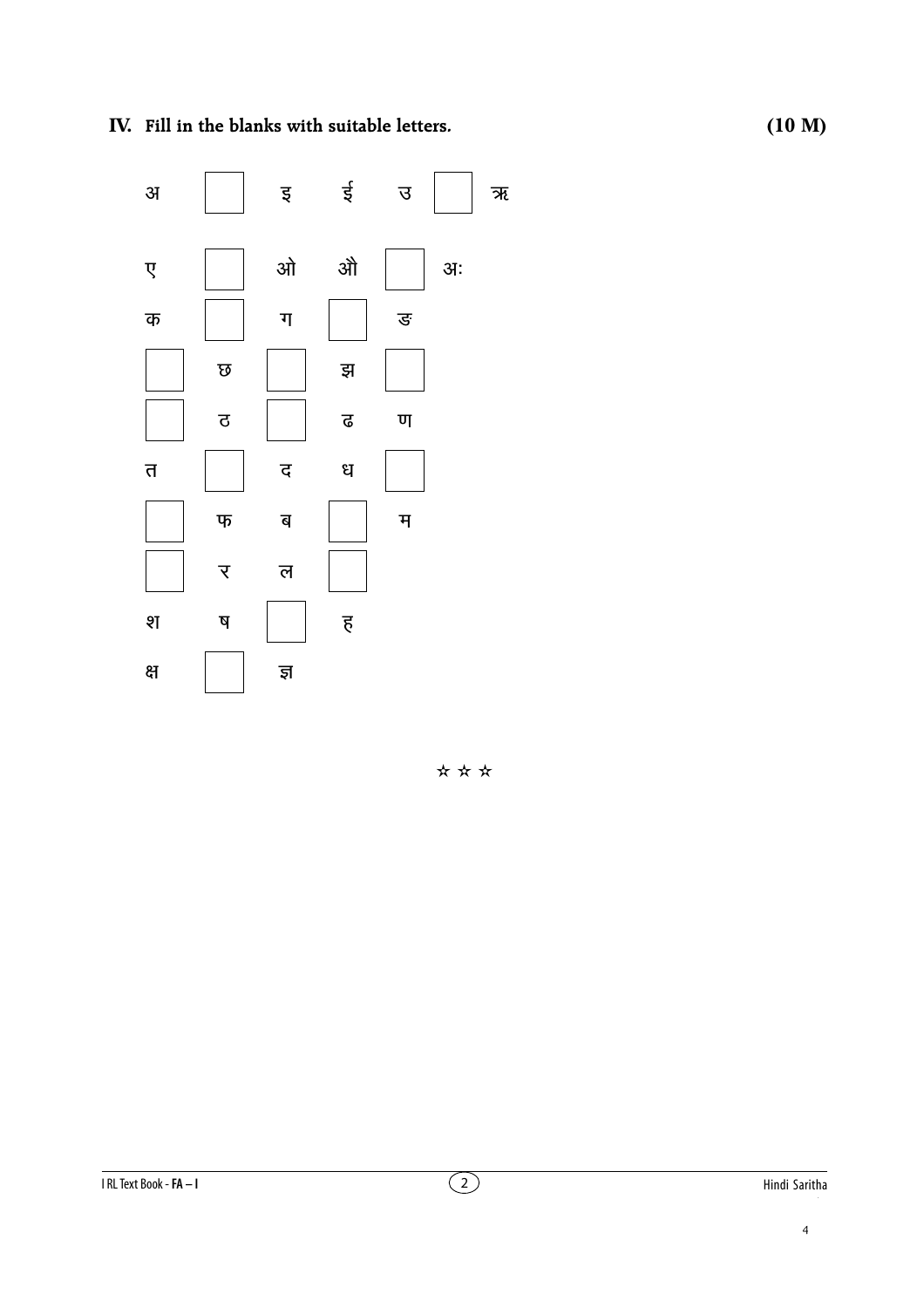## IV. Fill in the blanks with suitable letters. (10 M)

| | | | | | | |
|---|---|---|---|---|---|---|
| अ | ☐ | इ | ई | उ | ☐ | ऋ |
| ए | ☐ | ओ | औ | ☐ | अः | |
| क | ☐ | ग | ☐ | ङ | | |
| ☐ | छ | ☐ | झ | ☐ | | |
| ☐ | ठ | ☐ | ढ | ण | | |
| त | ☐ | द | ध | ☐ | | |
| ☐ | फ | ब | ☐ | म | | |
| ☐ | र | ल | ☐ | | | |
| श | ष | ☐ | ह | | | |
| क्ष | ☐ | ज्ञ | | | | |

☆ ☆ ☆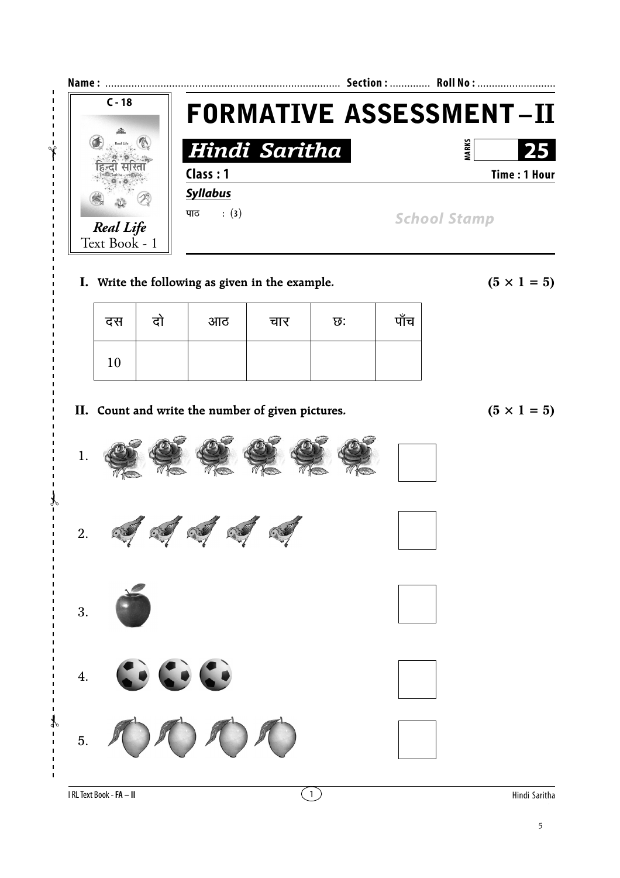Name : ................................................................................ Section : ............. Roll No : ...........................

C - 18

Real Life
Text Book - 1

# FORMATIVE ASSESSMENT – II

## Hindi Saritha

MARKS 25

**Class : 1** **Time : 1 Hour**

***Syllabus***

पाठ : (3)

*School Stamp*

**I. Write the following as given in the example.** **(5 × 1 = 5)**

| दस | दो | आठ | चार | छः | पाँच |
|---|---|---|---|---|---|
| 10 | | | | | |

**II. Count and write the number of given pictures.** **(5 × 1 = 5)**

1. ☐

2. ☐

3. ☐

4. ☐

5. ☐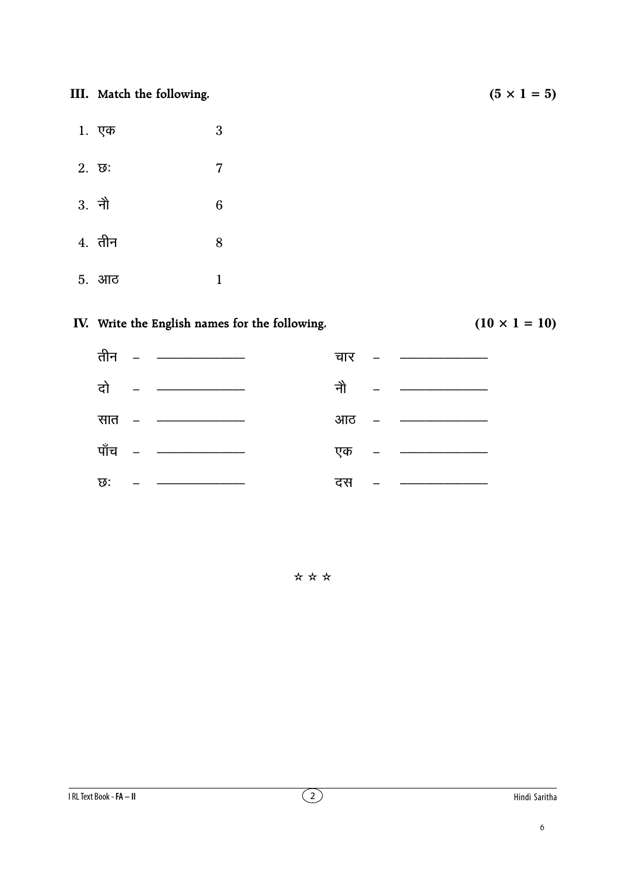**III. Match the following.** **(5 × 1 = 5)**

1. एक 3
2. छः 7
3. नौ 6
4. तीन 8
5. आठ 1

**IV. Write the English names for the following.** **(10 × 1 = 10)**

| | | | |
|---|---|---|---|
| तीन – | ____________ | चार – | ____________ |
| दो – | ____________ | नौ – | ____________ |
| सात – | ____________ | आठ – | ____________ |
| पाँच – | ____________ | एक – | ____________ |
| छः – | ____________ | दस – | ____________ |

☆ ☆ ☆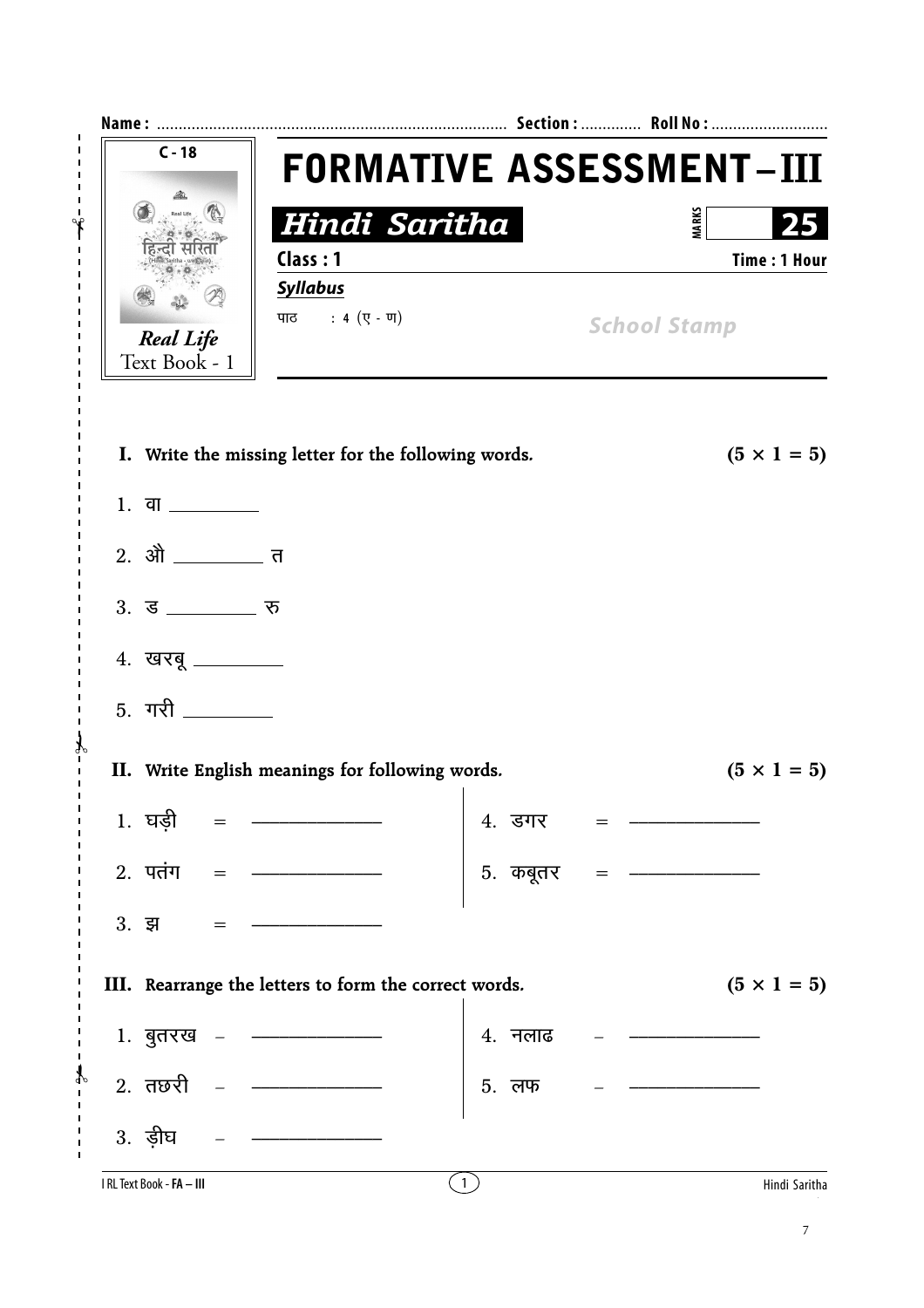Name : ................................................................................ Section : ............. Roll No : ...........................

C - 18

Real Life
Text Book - 1

# FORMATIVE ASSESSMENT – III

## *Hindi Saritha*

MARKS 25

**Class : 1** **Time : 1 Hour**

***Syllabus***

पाठ : 4 (ए - ण)

*School Stamp*

**I. Write the missing letter for the following words.** **(5 × 1 = 5)**

1. वा ________
2. औ ________ त
3. ड ________ रु
4. खरबू ________
5. गरी ________

**II. Write English meanings for following words.** **(5 × 1 = 5)**

1. घड़ी = ____________
2. पतंग = ____________
3. झ = ____________
4. डगर = ____________
5. कबूतर = ____________

**III. Rearrange the letters to form the correct words.** **(5 × 1 = 5)**

1. बुतरख – ____________
2. तछरी – ____________
3. ड़ीघ – ____________
4. नलाढ – ____________
5. लफ – ____________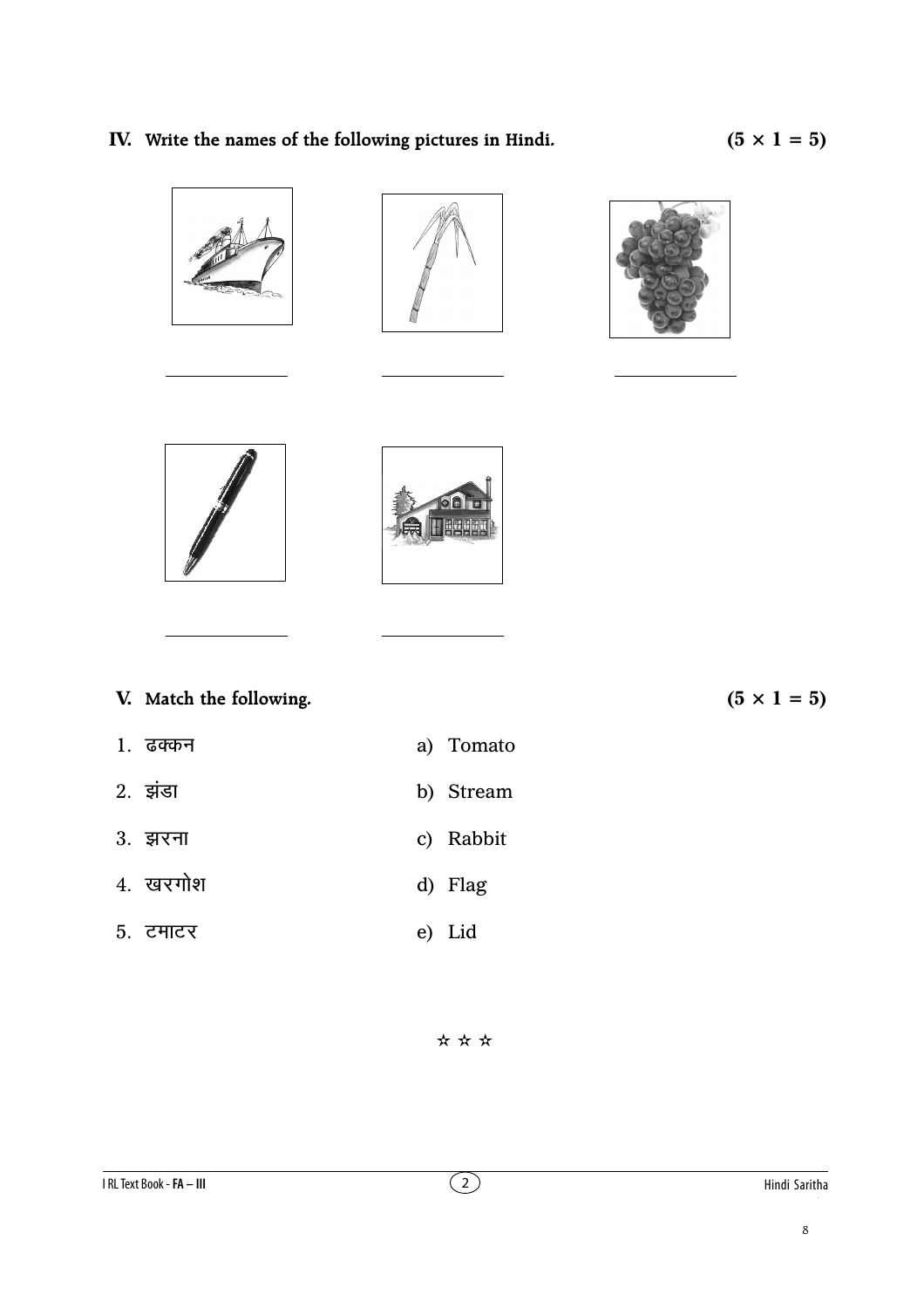## IV. Write the names of the following pictures in Hindi. (5 × 1 = 5)

______________ ______________ ______________

______________ ______________

## V. Match the following. (5 × 1 = 5)

| | |
|---|---|
| 1. ढक्कन | a) Tomato |
| 2. झंडा | b) Stream |
| 3. झरना | c) Rabbit |
| 4. खरगोश | d) Flag |
| 5. टमाटर | e) Lid |

☆ ☆ ☆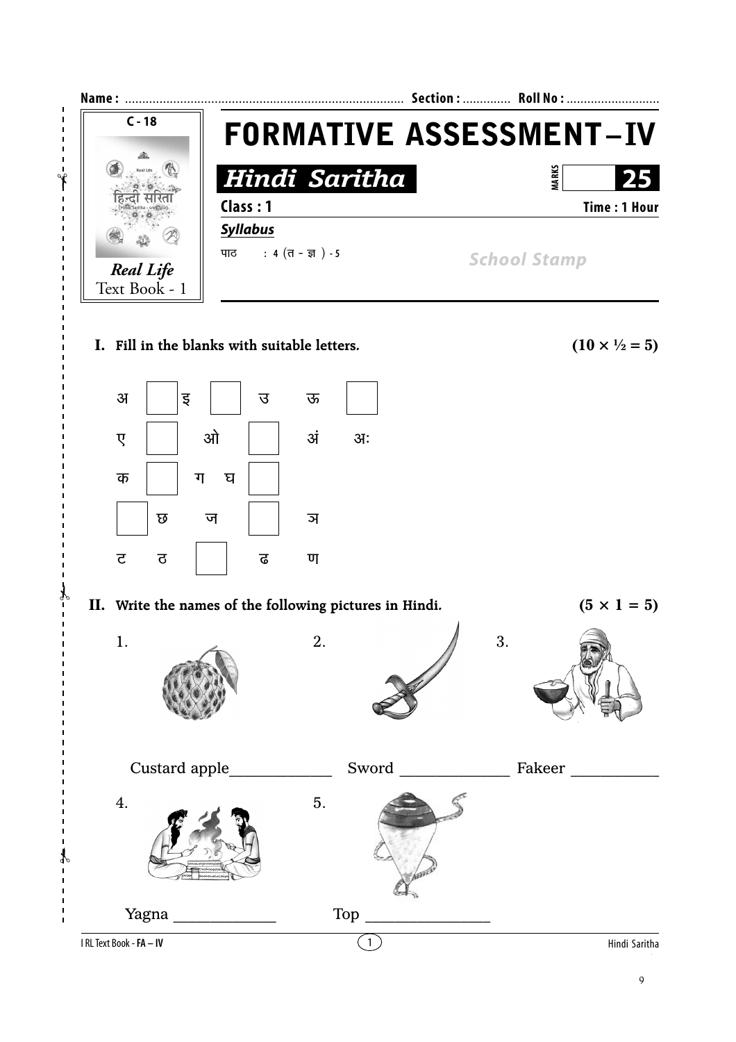Name : ................................................................................. Section : .............. Roll No : ...........................

C - 18

Real Life
Text Book - 1

# FORMATIVE ASSESSMENT – IV

## *Hindi Saritha*

MARKS 25

**Class : 1** **Time : 1 Hour**

***Syllabus***

पाठ : 4 (त - ज्ञ ) - 5

*School Stamp*

**I. Fill in the blanks with suitable letters.** **(10 × ½ = 5)**

अ ☐ इ ☐ उ ऊ ☐

ए ☐ ओ ☐ अं अः

क ☐ ग घ ☐

☐ छ ज ☐ ञ

ट ठ ☐ ढ ण

**II. Write the names of the following pictures in Hindi.** **(5 × 1 = 5)**

1. Custard apple____________

2. Sword _____________

3. Fakeer __________

4. Yagna ____________

5. Top _______________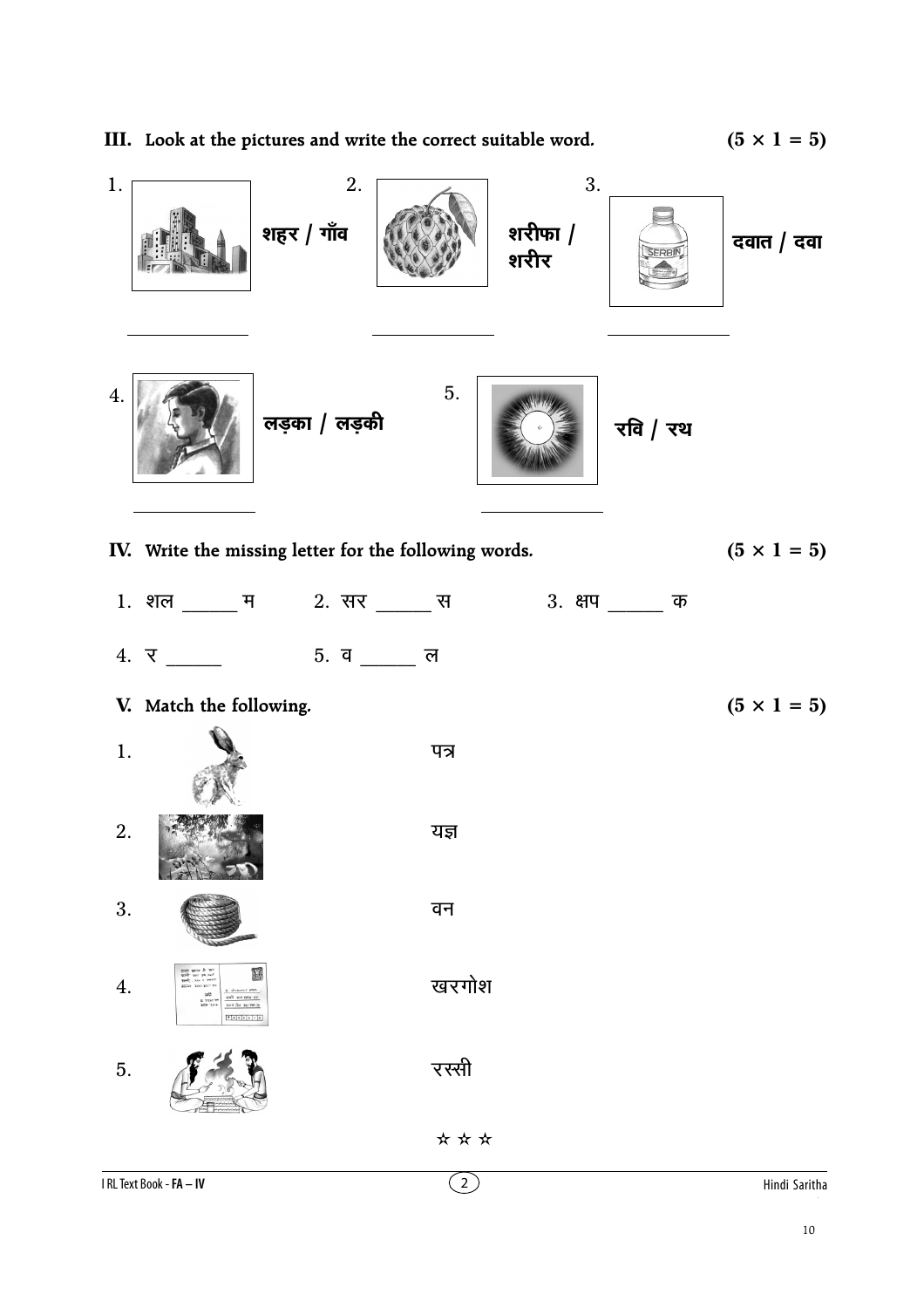**III. Look at the pictures and write the correct suitable word.** **(5 × 1 = 5)**

1. शहर / गाँव ____________

2. शरीफा / शरीर ____________

3. दवात / दवा ____________

4. लड़का / लड़की ____________

5. रवि / रथ ____________

**IV. Write the missing letter for the following words.** **(5 × 1 = 5)**

1. शल ______ म
2. सर ______ स
3. क्षप ______ क
4. र ______
5. व ______ ल

**V. Match the following.** **(5 × 1 = 5)**

1. पत्र
2. यज्ञ
3. वन
4. खरगोश
5. रस्सी

☆ ☆ ☆